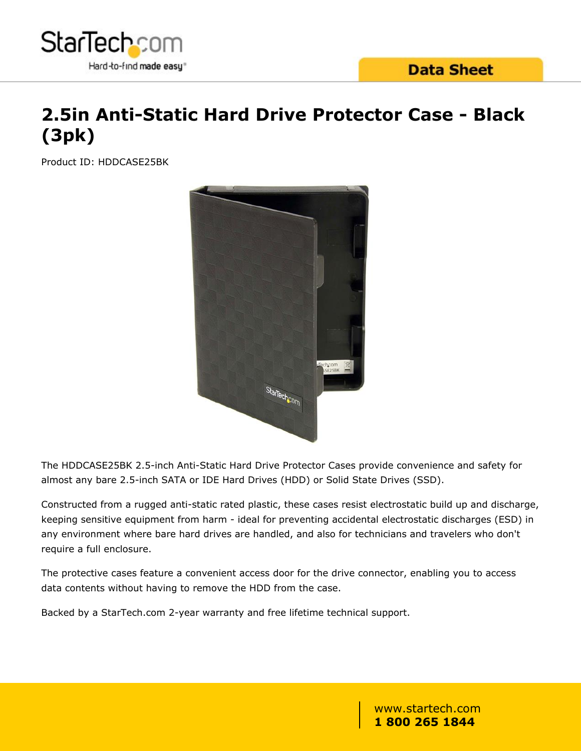Data Sheet

# 2.5in Anti-Static Hard Drive Protector Case - Black (3pk)

Product ID: HDDCASE25BK

The HDDCASE25BK 2.5-inch Anti-Static Hard Drive Protector Cases provide convenience and safety for almost any bare 2.5-inch SATA or IDE Hard Drives (HDD) or Solid State Drives (SSD).

Constructed from a rugged anti-static rated plastic, these cases resist electrostatic build up and discharge, keeping sensitive equipment from harm - ideal for preventing accidental electrostatic discharges (ESD) in any environment where bare hard drives are handled, and also for technicians and travelers who don't require a full enclosure.

The protective cases feature a convenient access door for the drive connector, enabling you to access data contents without having to remove the HDD from the case.

Backed by a StarTech.com 2-year warranty and free lifetime technical support.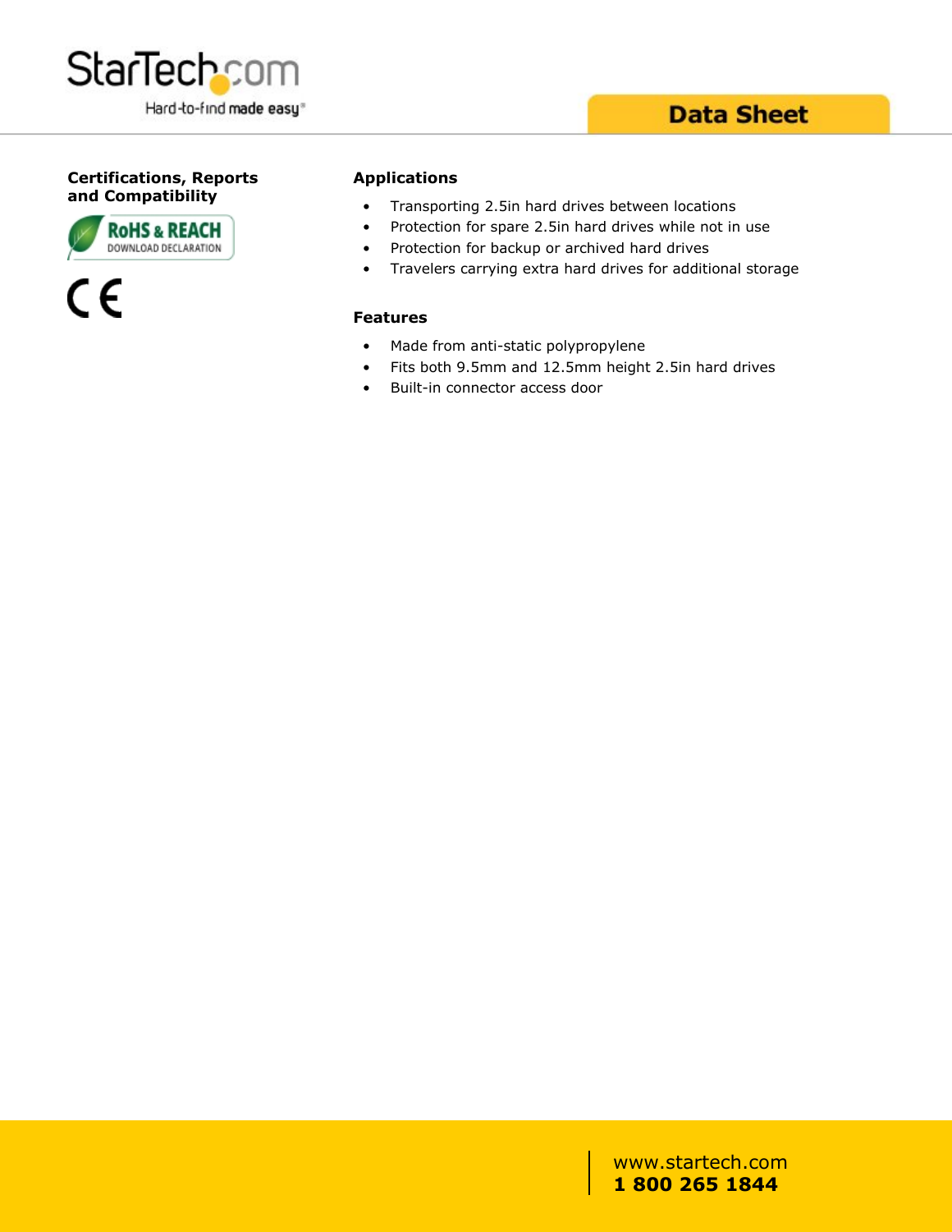## Certifications, Reports and Compatibility

RoHS & REACH
DOWNLOAD DECLARATION

CE

## Applications

- Transporting 2.5in hard drives between locations
- Protection for spare 2.5in hard drives while not in use
- Protection for backup or archived hard drives
- Travelers carrying extra hard drives for additional storage

## Features

- Made from anti-static polypropylene
- Fits both 9.5mm and 12.5mm height 2.5in hard drives
- Built-in connector access door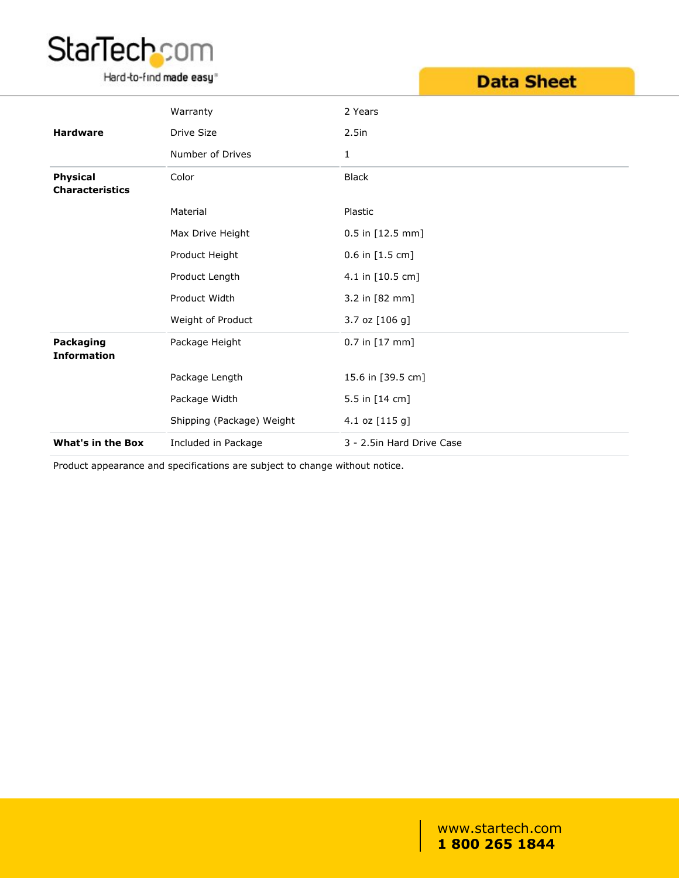| | | |
|---|---|---|
| **Hardware** | Warranty | 2 Years |
| | Drive Size | 2.5in |
| | Number of Drives | 1 |
| **Physical Characteristics** | Color | Black |
| | Material | Plastic |
| | Max Drive Height | 0.5 in [12.5 mm] |
| | Product Height | 0.6 in [1.5 cm] |
| | Product Length | 4.1 in [10.5 cm] |
| | Product Width | 3.2 in [82 mm] |
| | Weight of Product | 3.7 oz [106 g] |
| **Packaging Information** | Package Height | 0.7 in [17 mm] |
| | Package Length | 15.6 in [39.5 cm] |
| | Package Width | 5.5 in [14 cm] |
| | Shipping (Package) Weight | 4.1 oz [115 g] |
| **What's in the Box** | Included in Package | 3 - 2.5in Hard Drive Case |

Product appearance and specifications are subject to change without notice.